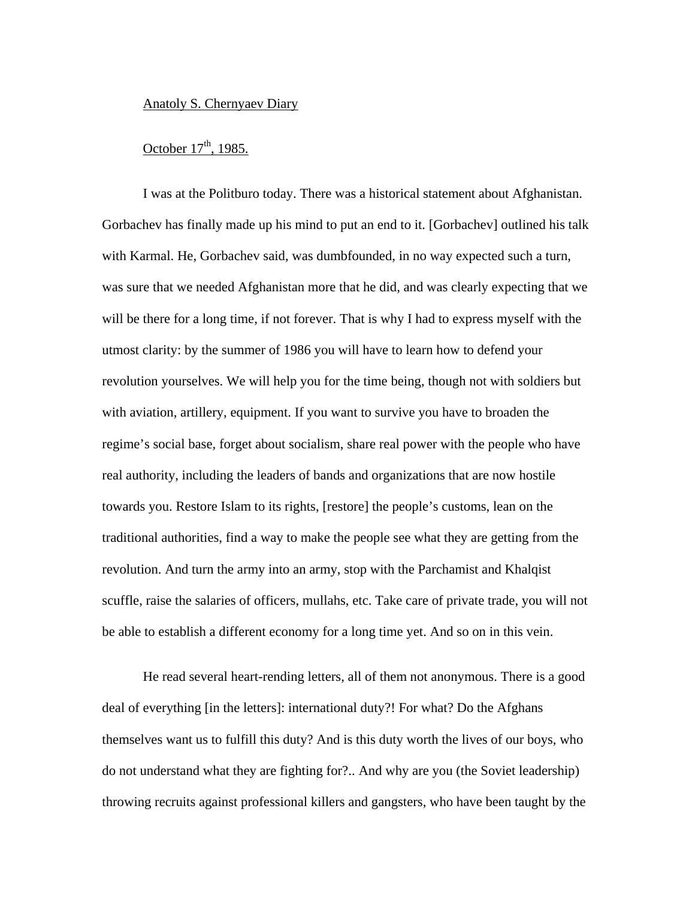Anatoly S. Chernyaev Diary

October 17th, 1985.

I was at the Politburo today. There was a historical statement about Afghanistan. Gorbachev has finally made up his mind to put an end to it. [Gorbachev] outlined his talk with Karmal. He, Gorbachev said, was dumbfounded, in no way expected such a turn, was sure that we needed Afghanistan more that he did, and was clearly expecting that we will be there for a long time, if not forever. That is why I had to express myself with the utmost clarity: by the summer of 1986 you will have to learn how to defend your revolution yourselves. We will help you for the time being, though not with soldiers but with aviation, artillery, equipment. If you want to survive you have to broaden the regime's social base, forget about socialism, share real power with the people who have real authority, including the leaders of bands and organizations that are now hostile towards you. Restore Islam to its rights, [restore] the people's customs, lean on the traditional authorities, find a way to make the people see what they are getting from the revolution. And turn the army into an army, stop with the Parchamist and Khalqist scuffle, raise the salaries of officers, mullahs, etc. Take care of private trade, you will not be able to establish a different economy for a long time yet. And so on in this vein.

He read several heart-rending letters, all of them not anonymous. There is a good deal of everything [in the letters]: international duty?! For what? Do the Afghans themselves want us to fulfill this duty? And is this duty worth the lives of our boys, who do not understand what they are fighting for?.. And why are you (the Soviet leadership) throwing recruits against professional killers and gangsters, who have been taught by the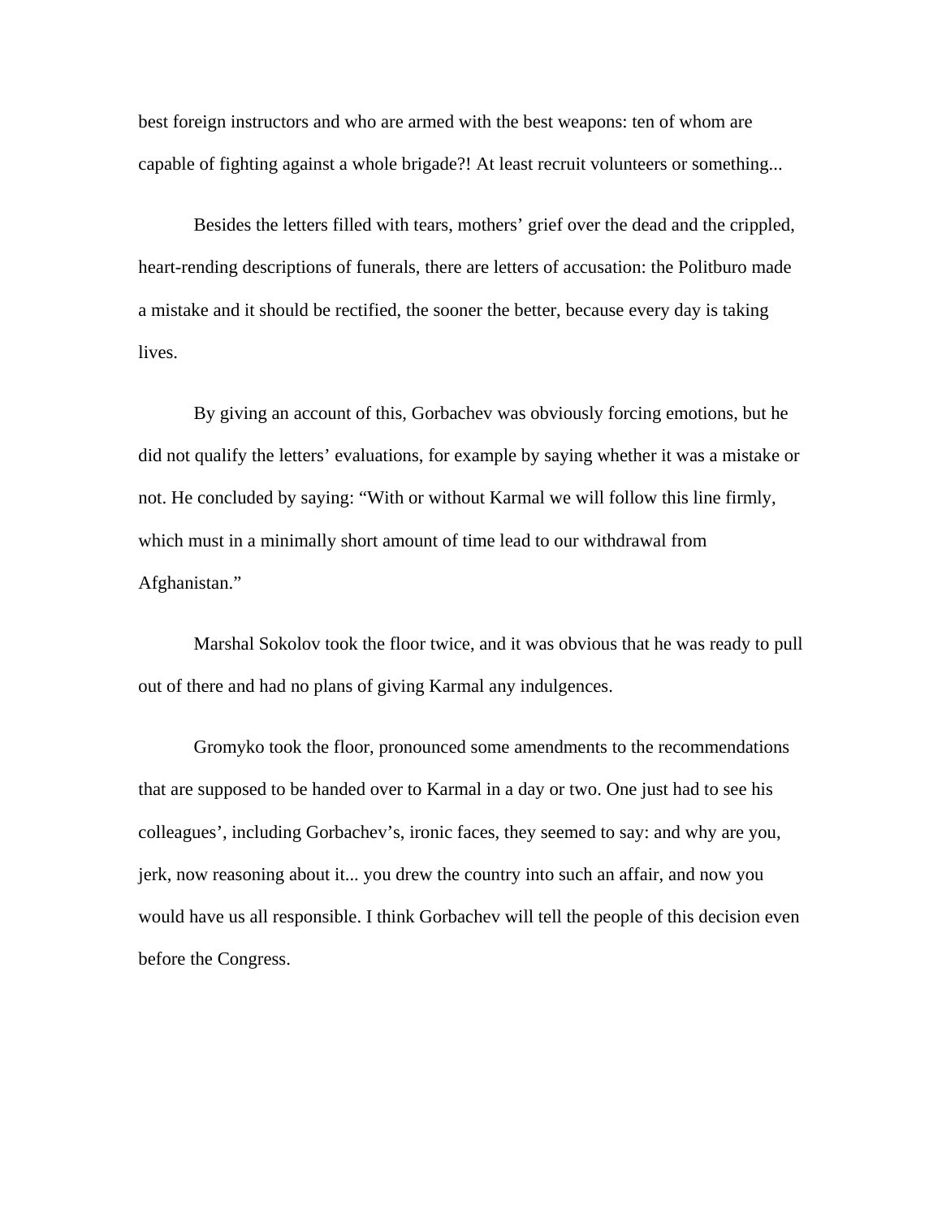best foreign instructors and who are armed with the best weapons: ten of whom are capable of fighting against a whole brigade?! At least recruit volunteers or something...

Besides the letters filled with tears, mothers' grief over the dead and the crippled, heart-rending descriptions of funerals, there are letters of accusation: the Politburo made a mistake and it should be rectified, the sooner the better, because every day is taking lives.

By giving an account of this, Gorbachev was obviously forcing emotions, but he did not qualify the letters' evaluations, for example by saying whether it was a mistake or not. He concluded by saying: "With or without Karmal we will follow this line firmly, which must in a minimally short amount of time lead to our withdrawal from Afghanistan."

Marshal Sokolov took the floor twice, and it was obvious that he was ready to pull out of there and had no plans of giving Karmal any indulgences.

Gromyko took the floor, pronounced some amendments to the recommendations that are supposed to be handed over to Karmal in a day or two. One just had to see his colleagues', including Gorbachev's, ironic faces, they seemed to say: and why are you, jerk, now reasoning about it... you drew the country into such an affair, and now you would have us all responsible. I think Gorbachev will tell the people of this decision even before the Congress.